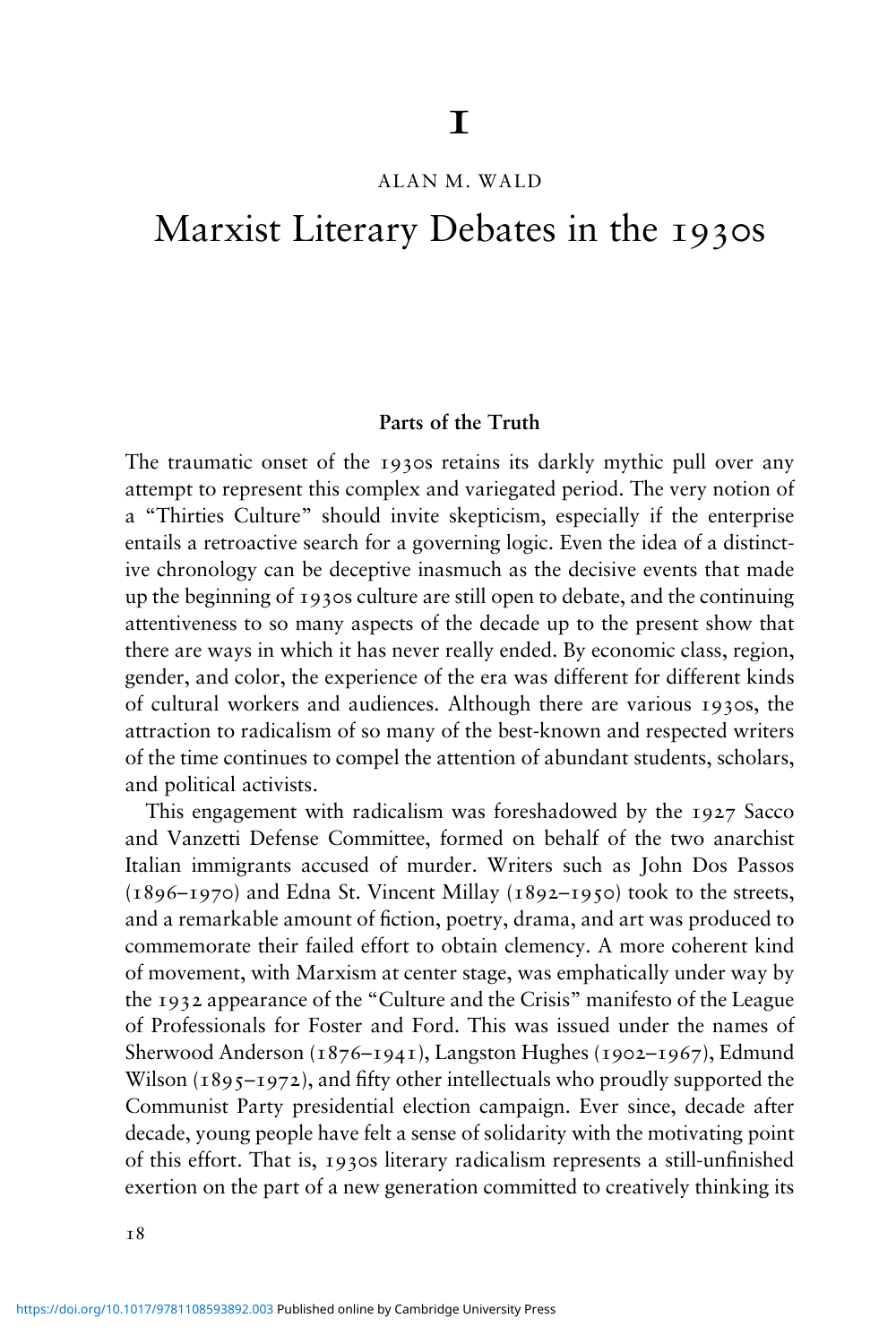# 1

ALAN M. WALD

# Marxist Literary Debates in the 1930s

## Parts of the Truth

The traumatic onset of the 1930s retains its darkly mythic pull over any attempt to represent this complex and variegated period. The very notion of a "Thirties Culture" should invite skepticism, especially if the enterprise entails a retroactive search for a governing logic. Even the idea of a distinctive chronology can be deceptive inasmuch as the decisive events that made up the beginning of 1930s culture are still open to debate, and the continuing attentiveness to so many aspects of the decade up to the present show that there are ways in which it has never really ended. By economic class, region, gender, and color, the experience of the era was different for different kinds of cultural workers and audiences. Although there are various 1930s, the attraction to radicalism of so many of the best-known and respected writers of the time continues to compel the attention of abundant students, scholars, and political activists.

This engagement with radicalism was foreshadowed by the 1927 Sacco and Vanzetti Defense Committee, formed on behalf of the two anarchist Italian immigrants accused of murder. Writers such as John Dos Passos (1896–1970) and Edna St. Vincent Millay (1892–1950) took to the streets, and a remarkable amount of fiction, poetry, drama, and art was produced to commemorate their failed effort to obtain clemency. A more coherent kind of movement, with Marxism at center stage, was emphatically under way by the 1932 appearance of the "Culture and the Crisis" manifesto of the League of Professionals for Foster and Ford. This was issued under the names of Sherwood Anderson (1876–1941), Langston Hughes (1902–1967), Edmund Wilson (1895–1972), and fifty other intellectuals who proudly supported the Communist Party presidential election campaign. Ever since, decade after decade, young people have felt a sense of solidarity with the motivating point of this effort. That is, 1930s literary radicalism represents a still-unfinished exertion on the part of a new generation committed to creatively thinking its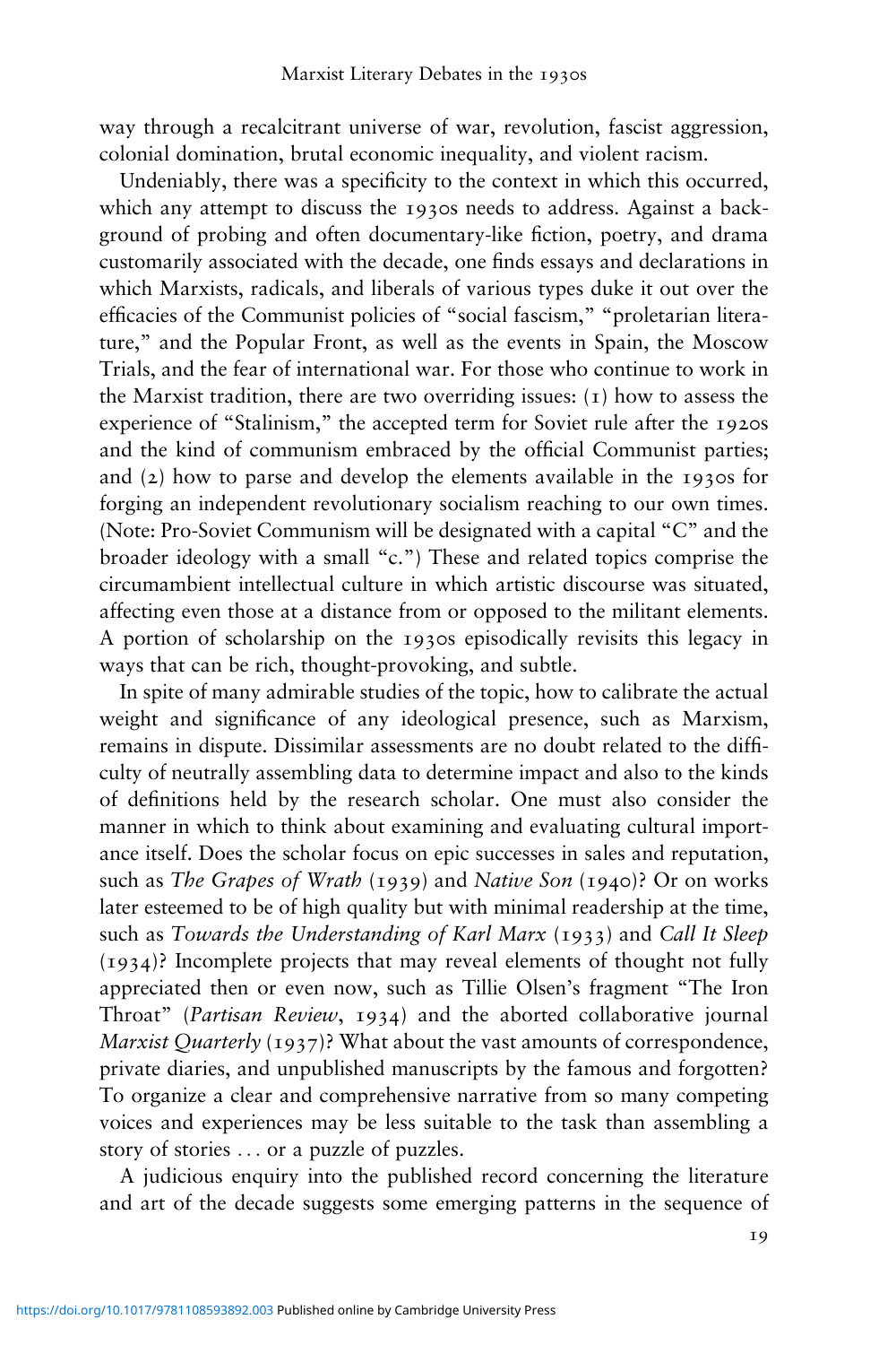way through a recalcitrant universe of war, revolution, fascist aggression, colonial domination, brutal economic inequality, and violent racism.

Undeniably, there was a specificity to the context in which this occurred, which any attempt to discuss the 1930s needs to address. Against a background of probing and often documentary-like fiction, poetry, and drama customarily associated with the decade, one finds essays and declarations in which Marxists, radicals, and liberals of various types duke it out over the efficacies of the Communist policies of "social fascism," "proletarian literature," and the Popular Front, as well as the events in Spain, the Moscow Trials, and the fear of international war. For those who continue to work in the Marxist tradition, there are two overriding issues: (1) how to assess the experience of "Stalinism," the accepted term for Soviet rule after the 1920s and the kind of communism embraced by the official Communist parties; and (2) how to parse and develop the elements available in the 1930s for forging an independent revolutionary socialism reaching to our own times. (Note: Pro-Soviet Communism will be designated with a capital "C" and the broader ideology with a small "c.") These and related topics comprise the circumambient intellectual culture in which artistic discourse was situated, affecting even those at a distance from or opposed to the militant elements. A portion of scholarship on the 1930s episodically revisits this legacy in ways that can be rich, thought-provoking, and subtle.

In spite of many admirable studies of the topic, how to calibrate the actual weight and significance of any ideological presence, such as Marxism, remains in dispute. Dissimilar assessments are no doubt related to the difficulty of neutrally assembling data to determine impact and also to the kinds of definitions held by the research scholar. One must also consider the manner in which to think about examining and evaluating cultural importance itself. Does the scholar focus on epic successes in sales and reputation, such as *The Grapes of Wrath* (1939) and *Native Son* (1940)? Or on works later esteemed to be of high quality but with minimal readership at the time, such as *Towards the Understanding of Karl Marx* (1933) and *Call It Sleep* (1934)? Incomplete projects that may reveal elements of thought not fully appreciated then or even now, such as Tillie Olsen's fragment "The Iron Throat" (*Partisan Review*, 1934) and the aborted collaborative journal *Marxist Quarterly* (1937)? What about the vast amounts of correspondence, private diaries, and unpublished manuscripts by the famous and forgotten? To organize a clear and comprehensive narrative from so many competing voices and experiences may be less suitable to the task than assembling a story of stories ... or a puzzle of puzzles.

A judicious enquiry into the published record concerning the literature and art of the decade suggests some emerging patterns in the sequence of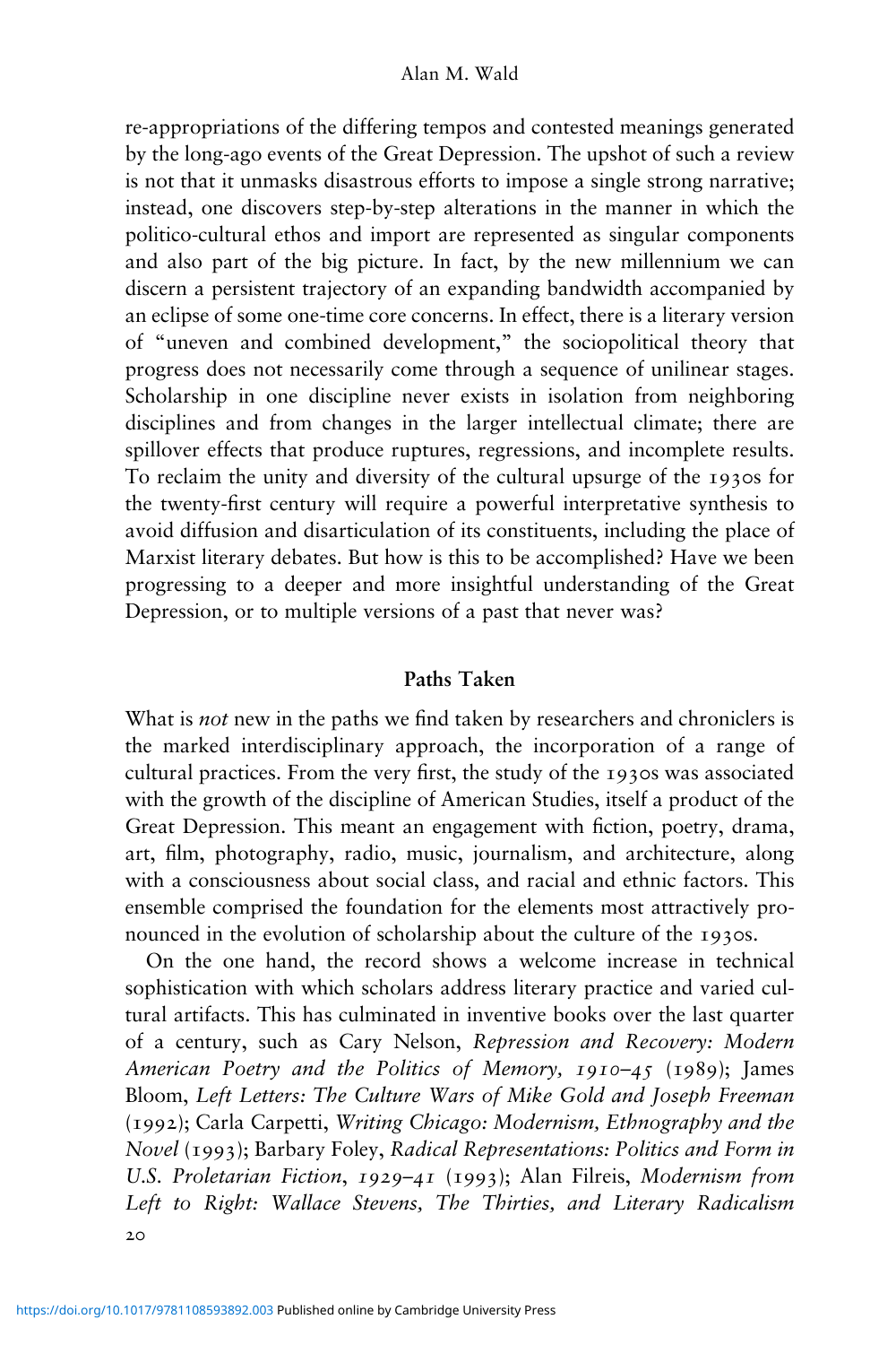re-appropriations of the differing tempos and contested meanings generated by the long-ago events of the Great Depression. The upshot of such a review is not that it unmasks disastrous efforts to impose a single strong narrative; instead, one discovers step-by-step alterations in the manner in which the politico-cultural ethos and import are represented as singular components and also part of the big picture. In fact, by the new millennium we can discern a persistent trajectory of an expanding bandwidth accompanied by an eclipse of some one-time core concerns. In effect, there is a literary version of "uneven and combined development," the sociopolitical theory that progress does not necessarily come through a sequence of unilinear stages. Scholarship in one discipline never exists in isolation from neighboring disciplines and from changes in the larger intellectual climate; there are spillover effects that produce ruptures, regressions, and incomplete results. To reclaim the unity and diversity of the cultural upsurge of the 1930s for the twenty-first century will require a powerful interpretative synthesis to avoid diffusion and disarticulation of its constituents, including the place of Marxist literary debates. But how is this to be accomplished? Have we been progressing to a deeper and more insightful understanding of the Great Depression, or to multiple versions of a past that never was?

## Paths Taken

What is *not* new in the paths we find taken by researchers and chroniclers is the marked interdisciplinary approach, the incorporation of a range of cultural practices. From the very first, the study of the 1930s was associated with the growth of the discipline of American Studies, itself a product of the Great Depression. This meant an engagement with fiction, poetry, drama, art, film, photography, radio, music, journalism, and architecture, along with a consciousness about social class, and racial and ethnic factors. This ensemble comprised the foundation for the elements most attractively pronounced in the evolution of scholarship about the culture of the 1930s.

On the one hand, the record shows a welcome increase in technical sophistication with which scholars address literary practice and varied cultural artifacts. This has culminated in inventive books over the last quarter of a century, such as Cary Nelson, *Repression and Recovery: Modern American Poetry and the Politics of Memory, 1910–45* (1989); James Bloom, *Left Letters: The Culture Wars of Mike Gold and Joseph Freeman* (1992); Carla Carpetti, *Writing Chicago: Modernism, Ethnography and the Novel* (1993); Barbary Foley, *Radical Representations: Politics and Form in U.S. Proletarian Fiction, 1929–41* (1993); Alan Filreis, *Modernism from Left to Right: Wallace Stevens, The Thirties, and Literary Radicalism*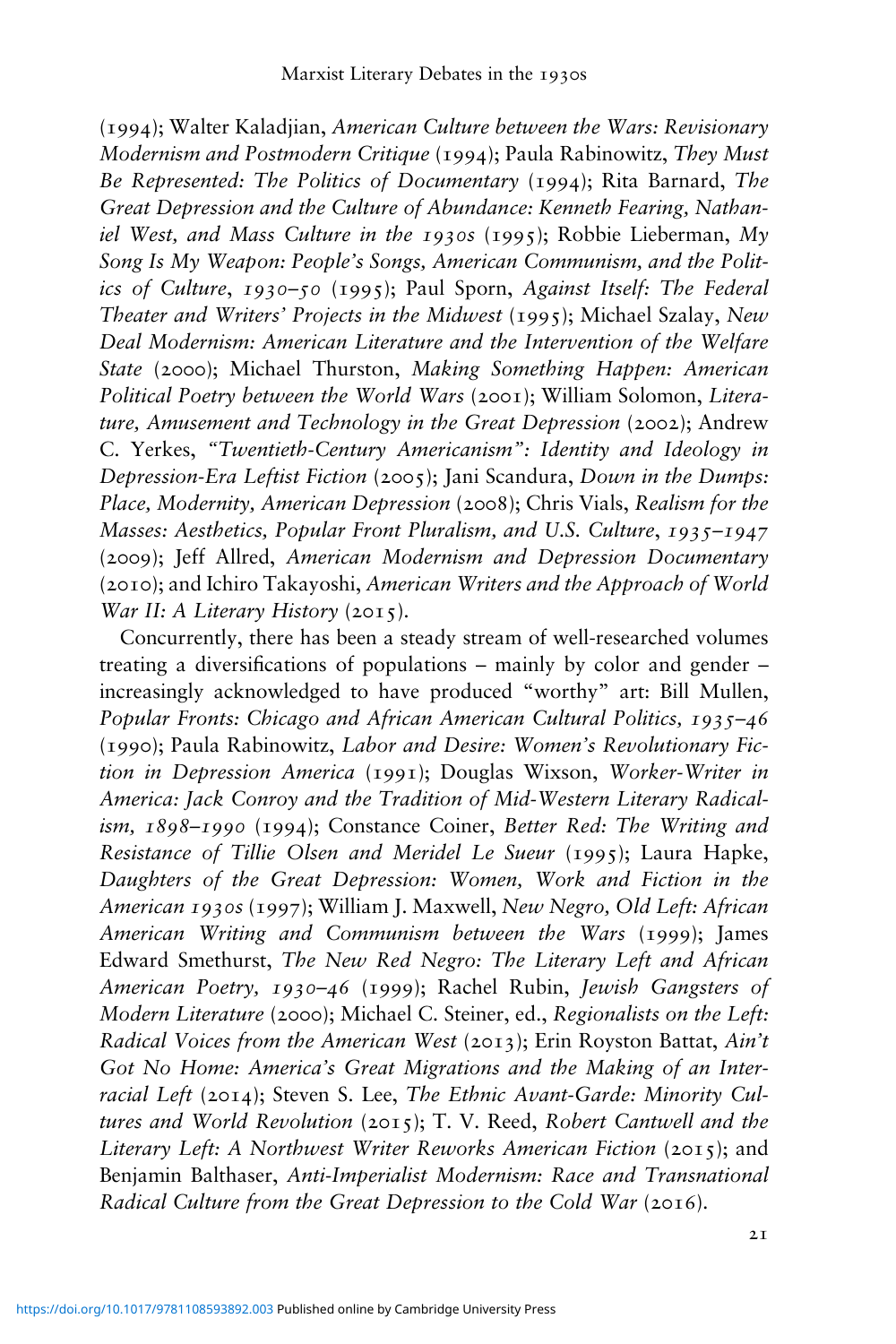(1994); Walter Kaladjian, *American Culture between the Wars: Revisionary Modernism and Postmodern Critique* (1994); Paula Rabinowitz, *They Must Be Represented: The Politics of Documentary* (1994); Rita Barnard, *The Great Depression and the Culture of Abundance: Kenneth Fearing, Nathaniel West, and Mass Culture in the 1930s* (1995); Robbie Lieberman, *My Song Is My Weapon: People's Songs, American Communism, and the Politics of Culture, 1930–50* (1995); Paul Sporn, *Against Itself: The Federal Theater and Writers' Projects in the Midwest* (1995); Michael Szalay, *New Deal Modernism: American Literature and the Intervention of the Welfare State* (2000); Michael Thurston, *Making Something Happen: American Political Poetry between the World Wars* (2001); William Solomon, *Literature, Amusement and Technology in the Great Depression* (2002); Andrew C. Yerkes, *"Twentieth-Century Americanism": Identity and Ideology in Depression-Era Leftist Fiction* (2005); Jani Scandura, *Down in the Dumps: Place, Modernity, American Depression* (2008); Chris Vials, *Realism for the Masses: Aesthetics, Popular Front Pluralism, and U.S. Culture, 1935–1947* (2009); Jeff Allred, *American Modernism and Depression Documentary* (2010); and Ichiro Takayoshi, *American Writers and the Approach of World War II: A Literary History* (2015).

Concurrently, there has been a steady stream of well-researched volumes treating a diversifications of populations – mainly by color and gender – increasingly acknowledged to have produced "worthy" art: Bill Mullen, *Popular Fronts: Chicago and African American Cultural Politics, 1935–46* (1990); Paula Rabinowitz, *Labor and Desire: Women's Revolutionary Fiction in Depression America* (1991); Douglas Wixson, *Worker-Writer in America: Jack Conroy and the Tradition of Mid-Western Literary Radicalism, 1898–1990* (1994); Constance Coiner, *Better Red: The Writing and Resistance of Tillie Olsen and Meridel Le Sueur* (1995); Laura Hapke, *Daughters of the Great Depression: Women, Work and Fiction in the American 1930s* (1997); William J. Maxwell, *New Negro, Old Left: African American Writing and Communism between the Wars* (1999); James Edward Smethurst, *The New Red Negro: The Literary Left and African American Poetry, 1930–46* (1999); Rachel Rubin, *Jewish Gangsters of Modern Literature* (2000); Michael C. Steiner, ed., *Regionalists on the Left: Radical Voices from the American West* (2013); Erin Royston Battat, *Ain't Got No Home: America's Great Migrations and the Making of an Interracial Left* (2014); Steven S. Lee, *The Ethnic Avant-Garde: Minority Cultures and World Revolution* (2015); T. V. Reed, *Robert Cantwell and the Literary Left: A Northwest Writer Reworks American Fiction* (2015); and Benjamin Balthaser, *Anti-Imperialist Modernism: Race and Transnational Radical Culture from the Great Depression to the Cold War* (2016).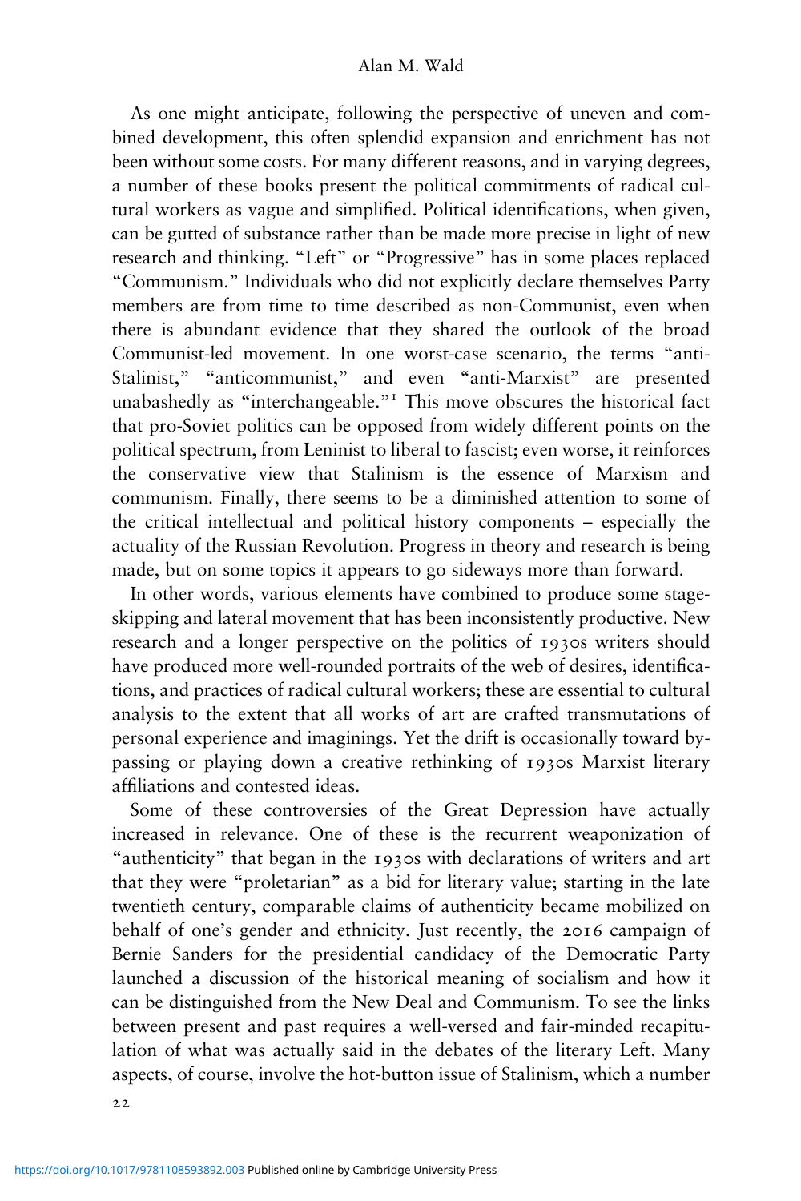As one might anticipate, following the perspective of uneven and combined development, this often splendid expansion and enrichment has not been without some costs. For many different reasons, and in varying degrees, a number of these books present the political commitments of radical cultural workers as vague and simplified. Political identifications, when given, can be gutted of substance rather than be made more precise in light of new research and thinking. "Left" or "Progressive" has in some places replaced "Communism." Individuals who did not explicitly declare themselves Party members are from time to time described as non-Communist, even when there is abundant evidence that they shared the outlook of the broad Communist-led movement. In one worst-case scenario, the terms "anti-Stalinist," "anticommunist," and even "anti-Marxist" are presented unabashedly as "interchangeable."[1] This move obscures the historical fact that pro-Soviet politics can be opposed from widely different points on the political spectrum, from Leninist to liberal to fascist; even worse, it reinforces the conservative view that Stalinism is the essence of Marxism and communism. Finally, there seems to be a diminished attention to some of the critical intellectual and political history components – especially the actuality of the Russian Revolution. Progress in theory and research is being made, but on some topics it appears to go sideways more than forward.

In other words, various elements have combined to produce some stage-skipping and lateral movement that has been inconsistently productive. New research and a longer perspective on the politics of 1930s writers should have produced more well-rounded portraits of the web of desires, identifications, and practices of radical cultural workers; these are essential to cultural analysis to the extent that all works of art are crafted transmutations of personal experience and imaginings. Yet the drift is occasionally toward bypassing or playing down a creative rethinking of 1930s Marxist literary affiliations and contested ideas.

Some of these controversies of the Great Depression have actually increased in relevance. One of these is the recurrent weaponization of "authenticity" that began in the 1930s with declarations of writers and art that they were "proletarian" as a bid for literary value; starting in the late twentieth century, comparable claims of authenticity became mobilized on behalf of one's gender and ethnicity. Just recently, the 2016 campaign of Bernie Sanders for the presidential candidacy of the Democratic Party launched a discussion of the historical meaning of socialism and how it can be distinguished from the New Deal and Communism. To see the links between present and past requires a well-versed and fair-minded recapitulation of what was actually said in the debates of the literary Left. Many aspects, of course, involve the hot-button issue of Stalinism, which a number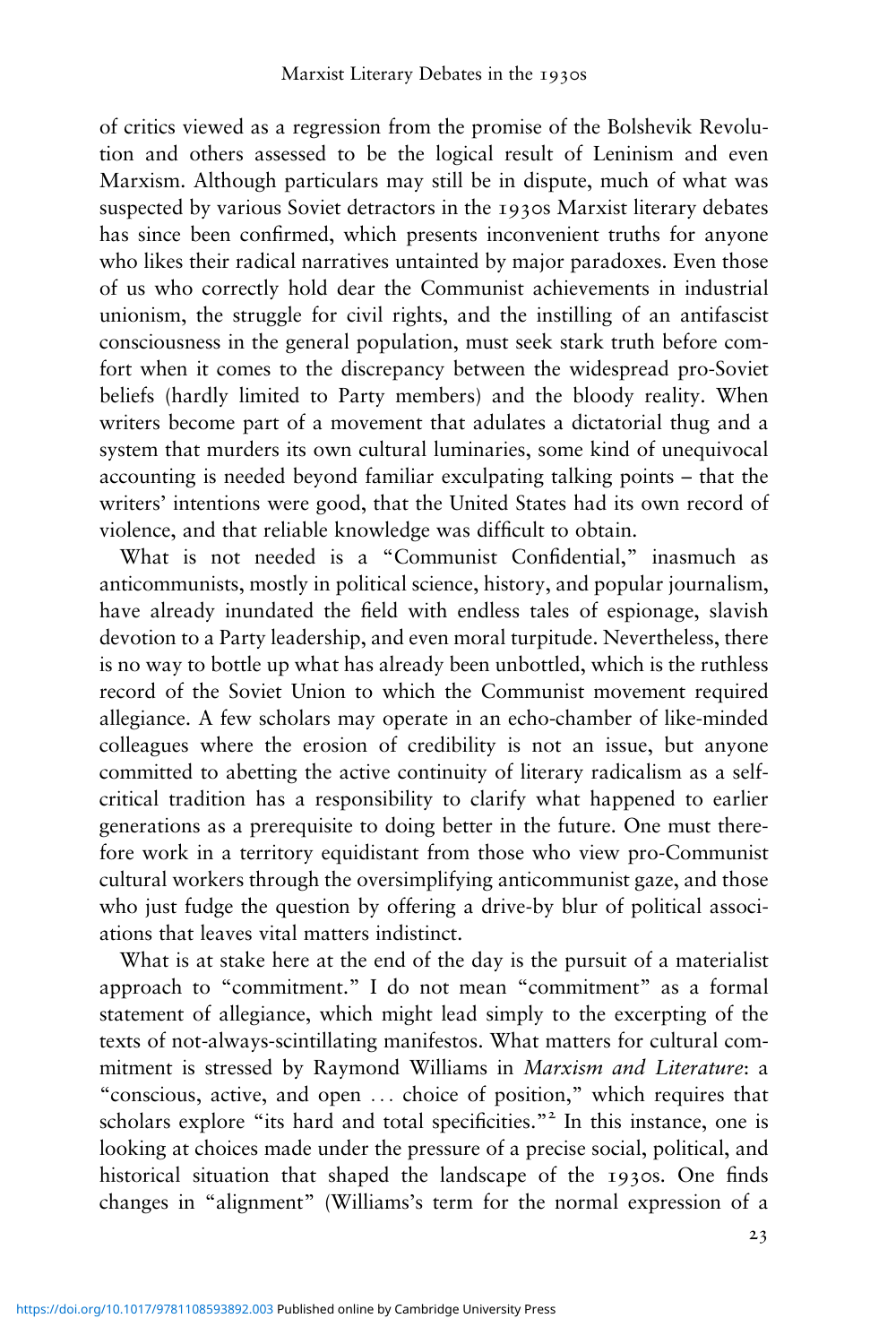of critics viewed as a regression from the promise of the Bolshevik Revolution and others assessed to be the logical result of Leninism and even Marxism. Although particulars may still be in dispute, much of what was suspected by various Soviet detractors in the 1930s Marxist literary debates has since been confirmed, which presents inconvenient truths for anyone who likes their radical narratives untainted by major paradoxes. Even those of us who correctly hold dear the Communist achievements in industrial unionism, the struggle for civil rights, and the instilling of an antifascist consciousness in the general population, must seek stark truth before comfort when it comes to the discrepancy between the widespread pro-Soviet beliefs (hardly limited to Party members) and the bloody reality. When writers become part of a movement that adulates a dictatorial thug and a system that murders its own cultural luminaries, some kind of unequivocal accounting is needed beyond familiar exculpating talking points – that the writers' intentions were good, that the United States had its own record of violence, and that reliable knowledge was difficult to obtain.

What is not needed is a "Communist Confidential," inasmuch as anticommunists, mostly in political science, history, and popular journalism, have already inundated the field with endless tales of espionage, slavish devotion to a Party leadership, and even moral turpitude. Nevertheless, there is no way to bottle up what has already been unbottled, which is the ruthless record of the Soviet Union to which the Communist movement required allegiance. A few scholars may operate in an echo-chamber of like-minded colleagues where the erosion of credibility is not an issue, but anyone committed to abetting the active continuity of literary radicalism as a self-critical tradition has a responsibility to clarify what happened to earlier generations as a prerequisite to doing better in the future. One must therefore work in a territory equidistant from those who view pro-Communist cultural workers through the oversimplifying anticommunist gaze, and those who just fudge the question by offering a drive-by blur of political associations that leaves vital matters indistinct.

What is at stake here at the end of the day is the pursuit of a materialist approach to "commitment." I do not mean "commitment" as a formal statement of allegiance, which might lead simply to the excerpting of the texts of not-always-scintillating manifestos. What matters for cultural commitment is stressed by Raymond Williams in *Marxism and Literature*: a "conscious, active, and open … choice of position," which requires that scholars explore "its hard and total specificities."[2] In this instance, one is looking at choices made under the pressure of a precise social, political, and historical situation that shaped the landscape of the 1930s. One finds changes in "alignment" (Williams's term for the normal expression of a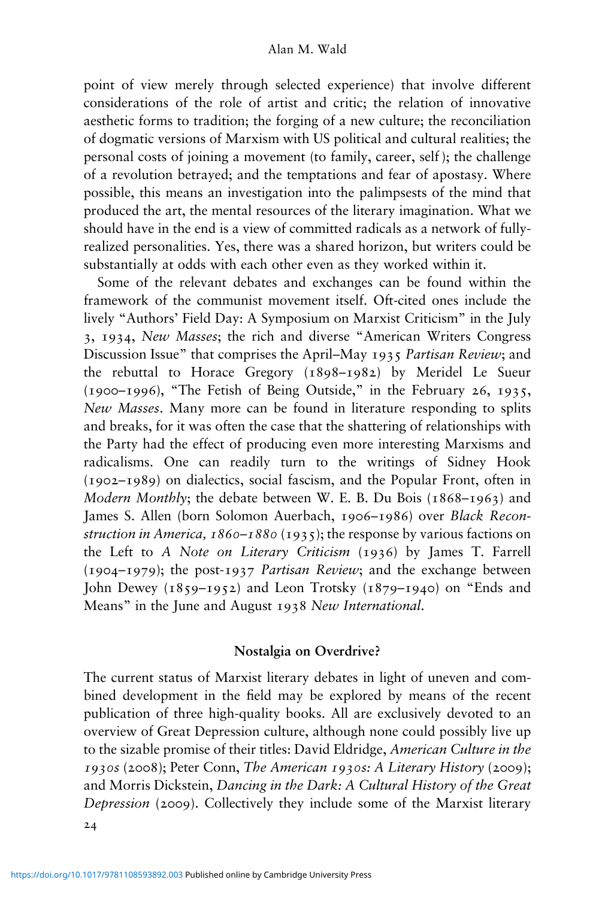point of view merely through selected experience) that involve different considerations of the role of artist and critic; the relation of innovative aesthetic forms to tradition; the forging of a new culture; the reconciliation of dogmatic versions of Marxism with US political and cultural realities; the personal costs of joining a movement (to family, career, self); the challenge of a revolution betrayed; and the temptations and fear of apostasy. Where possible, this means an investigation into the palimpsests of the mind that produced the art, the mental resources of the literary imagination. What we should have in the end is a view of committed radicals as a network of fully-realized personalities. Yes, there was a shared horizon, but writers could be substantially at odds with each other even as they worked within it.

Some of the relevant debates and exchanges can be found within the framework of the communist movement itself. Oft-cited ones include the lively "Authors' Field Day: A Symposium on Marxist Criticism" in the July 3, 1934, *New Masses*; the rich and diverse "American Writers Congress Discussion Issue" that comprises the April–May 1935 *Partisan Review*; and the rebuttal to Horace Gregory (1898–1982) by Meridel Le Sueur (1900–1996), "The Fetish of Being Outside," in the February 26, 1935, *New Masses*. Many more can be found in literature responding to splits and breaks, for it was often the case that the shattering of relationships with the Party had the effect of producing even more interesting Marxisms and radicalisms. One can readily turn to the writings of Sidney Hook (1902–1989) on dialectics, social fascism, and the Popular Front, often in *Modern Monthly*; the debate between W. E. B. Du Bois (1868–1963) and James S. Allen (born Solomon Auerbach, 1906–1986) over *Black Reconstruction in America, 1860–1880* (1935); the response by various factions on the Left to *A Note on Literary Criticism* (1936) by James T. Farrell (1904–1979); the post-1937 *Partisan Review*; and the exchange between John Dewey (1859–1952) and Leon Trotsky (1879–1940) on "Ends and Means" in the June and August 1938 *New International*.

## Nostalgia on Overdrive?

The current status of Marxist literary debates in light of uneven and combined development in the field may be explored by means of the recent publication of three high-quality books. All are exclusively devoted to an overview of Great Depression culture, although none could possibly live up to the sizable promise of their titles: David Eldridge, *American Culture in the 1930s* (2008); Peter Conn, *The American 1930s: A Literary History* (2009); and Morris Dickstein, *Dancing in the Dark: A Cultural History of the Great Depression* (2009). Collectively they include some of the Marxist literary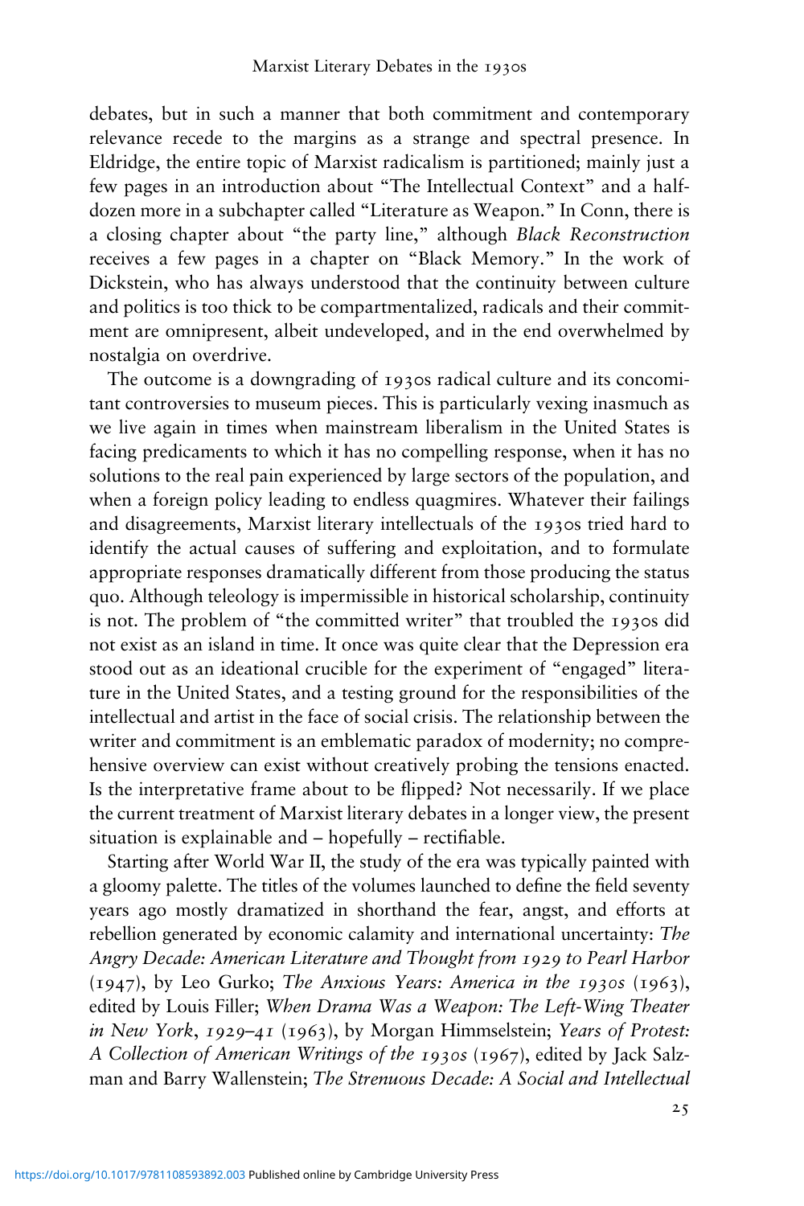debates, but in such a manner that both commitment and contemporary relevance recede to the margins as a strange and spectral presence. In Eldridge, the entire topic of Marxist radicalism is partitioned; mainly just a few pages in an introduction about "The Intellectual Context" and a half-dozen more in a subchapter called "Literature as Weapon." In Conn, there is a closing chapter about "the party line," although *Black Reconstruction* receives a few pages in a chapter on "Black Memory." In the work of Dickstein, who has always understood that the continuity between culture and politics is too thick to be compartmentalized, radicals and their commitment are omnipresent, albeit undeveloped, and in the end overwhelmed by nostalgia on overdrive.

The outcome is a downgrading of 1930s radical culture and its concomitant controversies to museum pieces. This is particularly vexing inasmuch as we live again in times when mainstream liberalism in the United States is facing predicaments to which it has no compelling response, when it has no solutions to the real pain experienced by large sectors of the population, and when a foreign policy leading to endless quagmires. Whatever their failings and disagreements, Marxist literary intellectuals of the 1930s tried hard to identify the actual causes of suffering and exploitation, and to formulate appropriate responses dramatically different from those producing the status quo. Although teleology is impermissible in historical scholarship, continuity is not. The problem of "the committed writer" that troubled the 1930s did not exist as an island in time. It once was quite clear that the Depression era stood out as an ideational crucible for the experiment of "engaged" literature in the United States, and a testing ground for the responsibilities of the intellectual and artist in the face of social crisis. The relationship between the writer and commitment is an emblematic paradox of modernity; no comprehensive overview can exist without creatively probing the tensions enacted. Is the interpretative frame about to be flipped? Not necessarily. If we place the current treatment of Marxist literary debates in a longer view, the present situation is explainable and – hopefully – rectifiable.

Starting after World War II, the study of the era was typically painted with a gloomy palette. The titles of the volumes launched to define the field seventy years ago mostly dramatized in shorthand the fear, angst, and efforts at rebellion generated by economic calamity and international uncertainty: *The Angry Decade: American Literature and Thought from 1929 to Pearl Harbor* (1947), by Leo Gurko; *The Anxious Years: America in the 1930s* (1963), edited by Louis Filler; *When Drama Was a Weapon: The Left-Wing Theater in New York, 1929–41* (1963), by Morgan Himmselstein; *Years of Protest: A Collection of American Writings of the 1930s* (1967), edited by Jack Salzman and Barry Wallenstein; *The Strenuous Decade: A Social and Intellectual*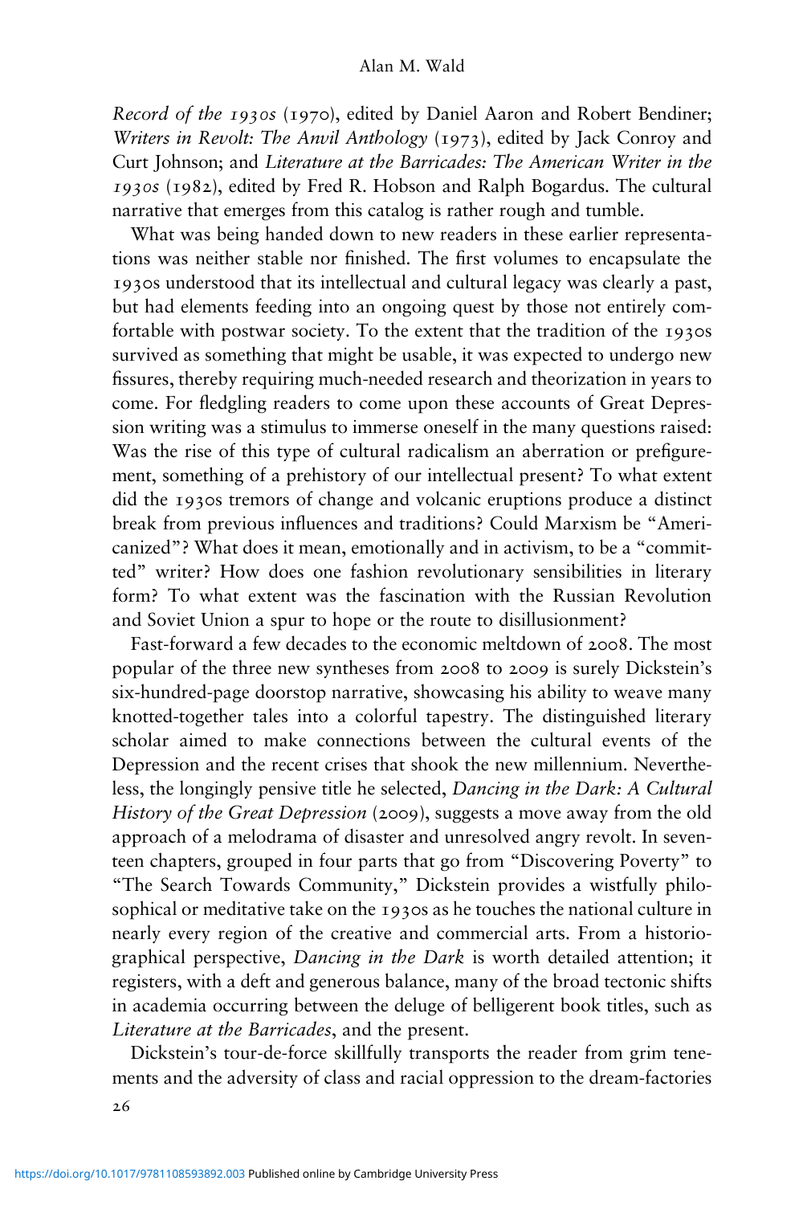*Record of the 1930s* (1970), edited by Daniel Aaron and Robert Bendiner; *Writers in Revolt: The Anvil Anthology* (1973), edited by Jack Conroy and Curt Johnson; and *Literature at the Barricades: The American Writer in the 1930s* (1982), edited by Fred R. Hobson and Ralph Bogardus. The cultural narrative that emerges from this catalog is rather rough and tumble.

What was being handed down to new readers in these earlier representations was neither stable nor finished. The first volumes to encapsulate the 1930s understood that its intellectual and cultural legacy was clearly a past, but had elements feeding into an ongoing quest by those not entirely comfortable with postwar society. To the extent that the tradition of the 1930s survived as something that might be usable, it was expected to undergo new fissures, thereby requiring much-needed research and theorization in years to come. For fledgling readers to come upon these accounts of Great Depression writing was a stimulus to immerse oneself in the many questions raised: Was the rise of this type of cultural radicalism an aberration or prefigurement, something of a prehistory of our intellectual present? To what extent did the 1930s tremors of change and volcanic eruptions produce a distinct break from previous influences and traditions? Could Marxism be "Americanized"? What does it mean, emotionally and in activism, to be a "committed" writer? How does one fashion revolutionary sensibilities in literary form? To what extent was the fascination with the Russian Revolution and Soviet Union a spur to hope or the route to disillusionment?

Fast-forward a few decades to the economic meltdown of 2008. The most popular of the three new syntheses from 2008 to 2009 is surely Dickstein's six-hundred-page doorstop narrative, showcasing his ability to weave many knotted-together tales into a colorful tapestry. The distinguished literary scholar aimed to make connections between the cultural events of the Depression and the recent crises that shook the new millennium. Nevertheless, the longingly pensive title he selected, *Dancing in the Dark: A Cultural History of the Great Depression* (2009), suggests a move away from the old approach of a melodrama of disaster and unresolved angry revolt. In seventeen chapters, grouped in four parts that go from "Discovering Poverty" to "The Search Towards Community," Dickstein provides a wistfully philosophical or meditative take on the 1930s as he touches the national culture in nearly every region of the creative and commercial arts. From a historiographical perspective, *Dancing in the Dark* is worth detailed attention; it registers, with a deft and generous balance, many of the broad tectonic shifts in academia occurring between the deluge of belligerent book titles, such as *Literature at the Barricades*, and the present.

Dickstein's tour-de-force skillfully transports the reader from grim tenements and the adversity of class and racial oppression to the dream-factories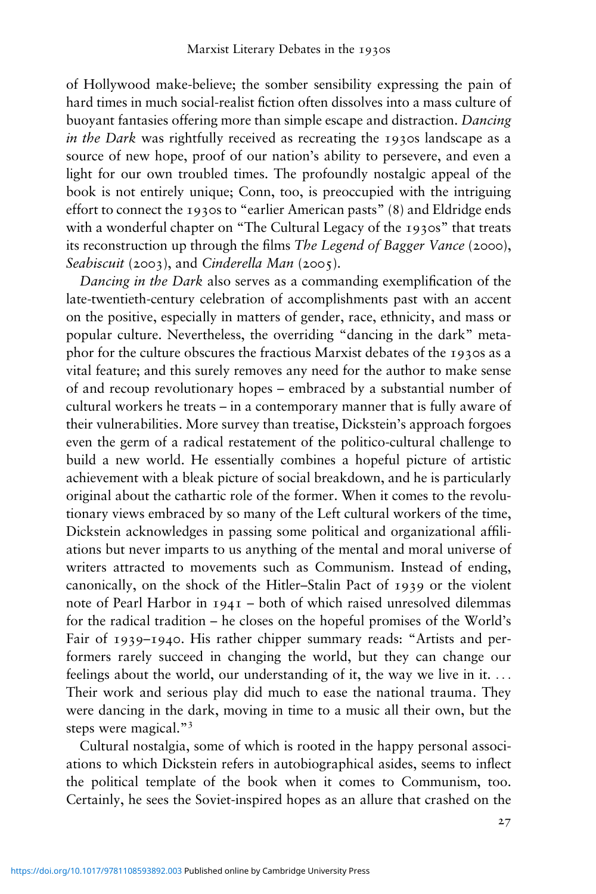of Hollywood make-believe; the somber sensibility expressing the pain of hard times in much social-realist fiction often dissolves into a mass culture of buoyant fantasies offering more than simple escape and distraction. *Dancing in the Dark* was rightfully received as recreating the 1930s landscape as a source of new hope, proof of our nation's ability to persevere, and even a light for our own troubled times. The profoundly nostalgic appeal of the book is not entirely unique; Conn, too, is preoccupied with the intriguing effort to connect the 1930s to "earlier American pasts" (8) and Eldridge ends with a wonderful chapter on "The Cultural Legacy of the 1930s" that treats its reconstruction up through the films *The Legend of Bagger Vance* (2000), *Seabiscuit* (2003), and *Cinderella Man* (2005).

*Dancing in the Dark* also serves as a commanding exemplification of the late-twentieth-century celebration of accomplishments past with an accent on the positive, especially in matters of gender, race, ethnicity, and mass or popular culture. Nevertheless, the overriding "dancing in the dark" metaphor for the culture obscures the fractious Marxist debates of the 1930s as a vital feature; and this surely removes any need for the author to make sense of and recoup revolutionary hopes – embraced by a substantial number of cultural workers he treats – in a contemporary manner that is fully aware of their vulnerabilities. More survey than treatise, Dickstein's approach forgoes even the germ of a radical restatement of the politico-cultural challenge to build a new world. He essentially combines a hopeful picture of artistic achievement with a bleak picture of social breakdown, and he is particularly original about the cathartic role of the former. When it comes to the revolutionary views embraced by so many of the Left cultural workers of the time, Dickstein acknowledges in passing some political and organizational affiliations but never imparts to us anything of the mental and moral universe of writers attracted to movements such as Communism. Instead of ending, canonically, on the shock of the Hitler–Stalin Pact of 1939 or the violent note of Pearl Harbor in 1941 – both of which raised unresolved dilemmas for the radical tradition – he closes on the hopeful promises of the World's Fair of 1939–1940. His rather chipper summary reads: "Artists and performers rarely succeed in changing the world, but they can change our feelings about the world, our understanding of it, the way we live in it. … Their work and serious play did much to ease the national trauma. They were dancing in the dark, moving in time to a music all their own, but the steps were magical."[3]

Cultural nostalgia, some of which is rooted in the happy personal associations to which Dickstein refers in autobiographical asides, seems to inflect the political template of the book when it comes to Communism, too. Certainly, he sees the Soviet-inspired hopes as an allure that crashed on the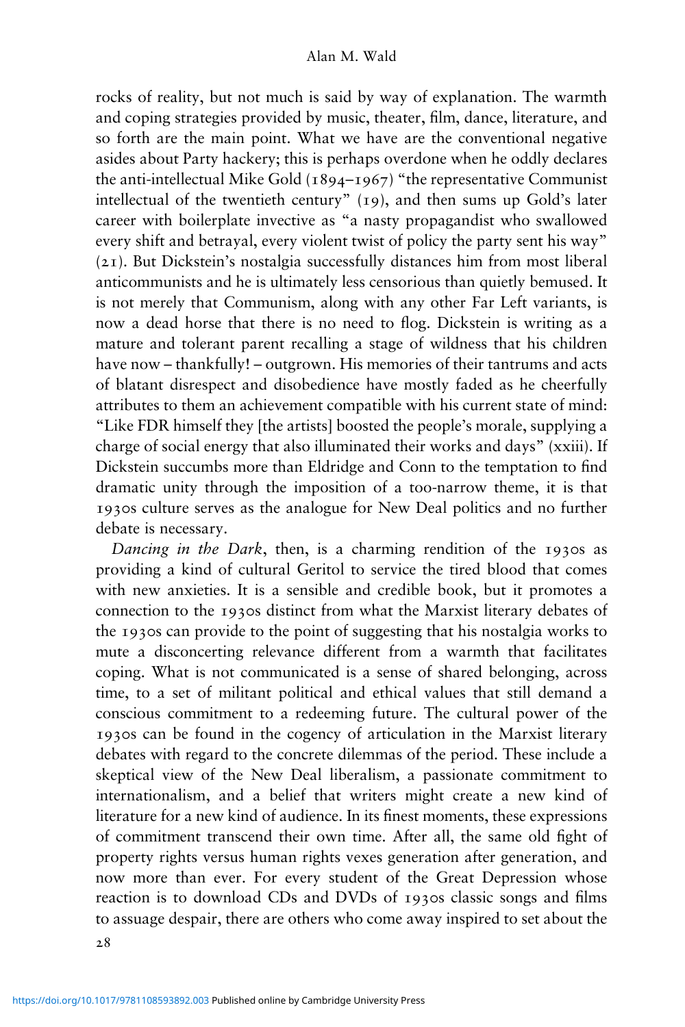rocks of reality, but not much is said by way of explanation. The warmth and coping strategies provided by music, theater, film, dance, literature, and so forth are the main point. What we have are the conventional negative asides about Party hackery; this is perhaps overdone when he oddly declares the anti-intellectual Mike Gold (1894–1967) "the representative Communist intellectual of the twentieth century" (19), and then sums up Gold's later career with boilerplate invective as "a nasty propagandist who swallowed every shift and betrayal, every violent twist of policy the party sent his way" (21). But Dickstein's nostalgia successfully distances him from most liberal anticommunists and he is ultimately less censorious than quietly bemused. It is not merely that Communism, along with any other Far Left variants, is now a dead horse that there is no need to flog. Dickstein is writing as a mature and tolerant parent recalling a stage of wildness that his children have now – thankfully! – outgrown. His memories of their tantrums and acts of blatant disrespect and disobedience have mostly faded as he cheerfully attributes to them an achievement compatible with his current state of mind: "Like FDR himself they [the artists] boosted the people's morale, supplying a charge of social energy that also illuminated their works and days" (xxiii). If Dickstein succumbs more than Eldridge and Conn to the temptation to find dramatic unity through the imposition of a too-narrow theme, it is that 1930s culture serves as the analogue for New Deal politics and no further debate is necessary.

*Dancing in the Dark*, then, is a charming rendition of the 1930s as providing a kind of cultural Geritol to service the tired blood that comes with new anxieties. It is a sensible and credible book, but it promotes a connection to the 1930s distinct from what the Marxist literary debates of the 1930s can provide to the point of suggesting that his nostalgia works to mute a disconcerting relevance different from a warmth that facilitates coping. What is not communicated is a sense of shared belonging, across time, to a set of militant political and ethical values that still demand a conscious commitment to a redeeming future. The cultural power of the 1930s can be found in the cogency of articulation in the Marxist literary debates with regard to the concrete dilemmas of the period. These include a skeptical view of the New Deal liberalism, a passionate commitment to internationalism, and a belief that writers might create a new kind of literature for a new kind of audience. In its finest moments, these expressions of commitment transcend their own time. After all, the same old fight of property rights versus human rights vexes generation after generation, and now more than ever. For every student of the Great Depression whose reaction is to download CDs and DVDs of 1930s classic songs and films to assuage despair, there are others who come away inspired to set about the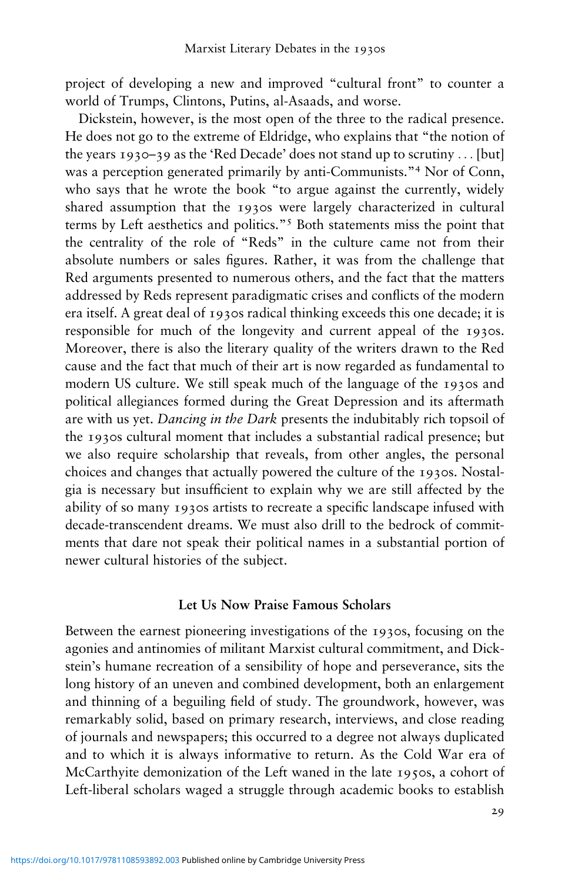project of developing a new and improved "cultural front" to counter a world of Trumps, Clintons, Putins, al-Asaads, and worse.

Dickstein, however, is the most open of the three to the radical presence. He does not go to the extreme of Eldridge, who explains that "the notion of the years 1930–39 as the 'Red Decade' does not stand up to scrutiny ... [but] was a perception generated primarily by anti-Communists."[4] Nor of Conn, who says that he wrote the book "to argue against the currently, widely shared assumption that the 1930s were largely characterized in cultural terms by Left aesthetics and politics."[5] Both statements miss the point that the centrality of the role of "Reds" in the culture came not from their absolute numbers or sales figures. Rather, it was from the challenge that Red arguments presented to numerous others, and the fact that the matters addressed by Reds represent paradigmatic crises and conflicts of the modern era itself. A great deal of 1930s radical thinking exceeds this one decade; it is responsible for much of the longevity and current appeal of the 1930s. Moreover, there is also the literary quality of the writers drawn to the Red cause and the fact that much of their art is now regarded as fundamental to modern US culture. We still speak much of the language of the 1930s and political allegiances formed during the Great Depression and its aftermath are with us yet. *Dancing in the Dark* presents the indubitably rich topsoil of the 1930s cultural moment that includes a substantial radical presence; but we also require scholarship that reveals, from other angles, the personal choices and changes that actually powered the culture of the 1930s. Nostalgia is necessary but insufficient to explain why we are still affected by the ability of so many 1930s artists to recreate a specific landscape infused with decade-transcendent dreams. We must also drill to the bedrock of commitments that dare not speak their political names in a substantial portion of newer cultural histories of the subject.

## Let Us Now Praise Famous Scholars

Between the earnest pioneering investigations of the 1930s, focusing on the agonies and antinomies of militant Marxist cultural commitment, and Dickstein's humane recreation of a sensibility of hope and perseverance, sits the long history of an uneven and combined development, both an enlargement and thinning of a beguiling field of study. The groundwork, however, was remarkably solid, based on primary research, interviews, and close reading of journals and newspapers; this occurred to a degree not always duplicated and to which it is always informative to return. As the Cold War era of McCarthyite demonization of the Left waned in the late 1950s, a cohort of Left-liberal scholars waged a struggle through academic books to establish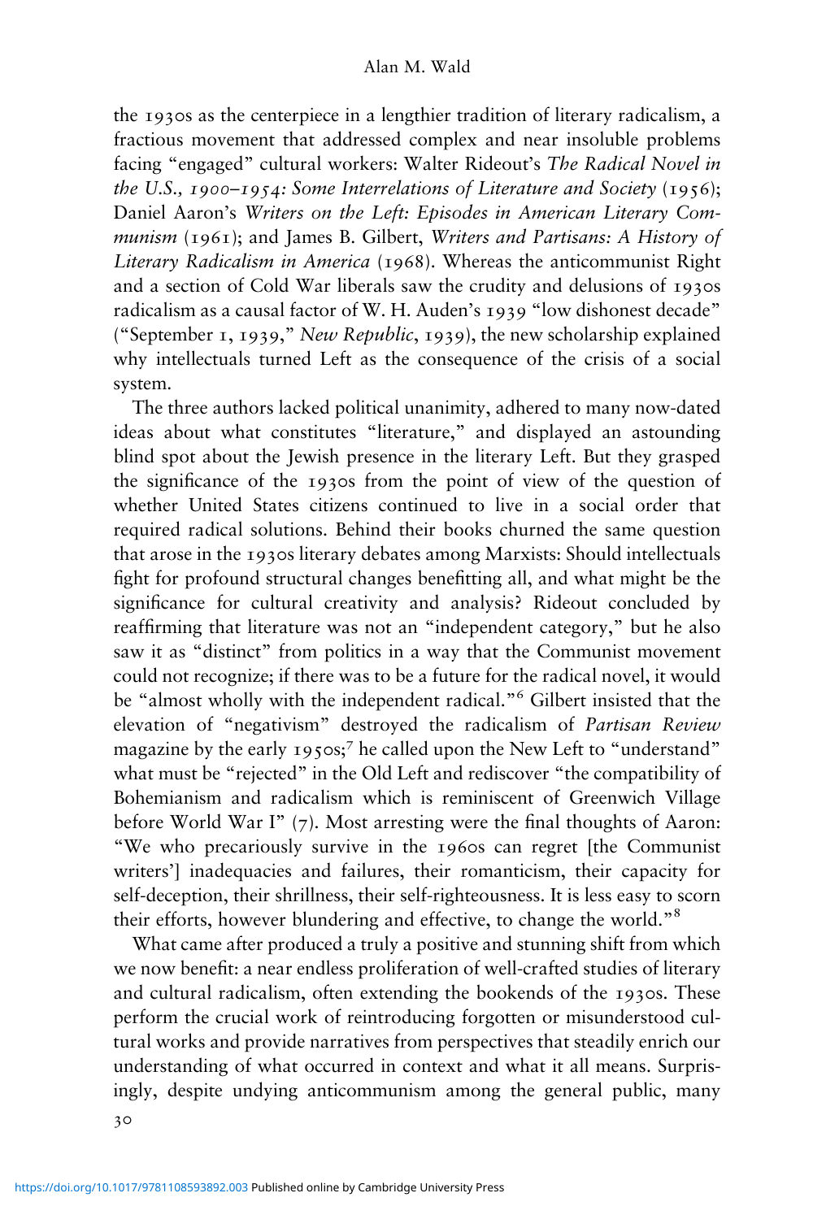the 1930s as the centerpiece in a lengthier tradition of literary radicalism, a fractious movement that addressed complex and near insoluble problems facing "engaged" cultural workers: Walter Rideout's *The Radical Novel in the U.S., 1900–1954: Some Interrelations of Literature and Society* (1956); Daniel Aaron's *Writers on the Left: Episodes in American Literary Communism* (1961); and James B. Gilbert, *Writers and Partisans: A History of Literary Radicalism in America* (1968). Whereas the anticommunist Right and a section of Cold War liberals saw the crudity and delusions of 1930s radicalism as a causal factor of W. H. Auden's 1939 "low dishonest decade" ("September 1, 1939," *New Republic*, 1939), the new scholarship explained why intellectuals turned Left as the consequence of the crisis of a social system.

The three authors lacked political unanimity, adhered to many now-dated ideas about what constitutes "literature," and displayed an astounding blind spot about the Jewish presence in the literary Left. But they grasped the significance of the 1930s from the point of view of the question of whether United States citizens continued to live in a social order that required radical solutions. Behind their books churned the same question that arose in the 1930s literary debates among Marxists: Should intellectuals fight for profound structural changes benefitting all, and what might be the significance for cultural creativity and analysis? Rideout concluded by reaffirming that literature was not an "independent category," but he also saw it as "distinct" from politics in a way that the Communist movement could not recognize; if there was to be a future for the radical novel, it would be "almost wholly with the independent radical."[6] Gilbert insisted that the elevation of "negativism" destroyed the radicalism of *Partisan Review* magazine by the early 1950s;[7] he called upon the New Left to "understand" what must be "rejected" in the Old Left and rediscover "the compatibility of Bohemianism and radicalism which is reminiscent of Greenwich Village before World War I" (7). Most arresting were the final thoughts of Aaron: "We who precariously survive in the 1960s can regret [the Communist writers'] inadequacies and failures, their romanticism, their capacity for self-deception, their shrillness, their self-righteousness. It is less easy to scorn their efforts, however blundering and effective, to change the world."[8]

What came after produced a truly a positive and stunning shift from which we now benefit: a near endless proliferation of well-crafted studies of literary and cultural radicalism, often extending the bookends of the 1930s. These perform the crucial work of reintroducing forgotten or misunderstood cultural works and provide narratives from perspectives that steadily enrich our understanding of what occurred in context and what it all means. Surprisingly, despite undying anticommunism among the general public, many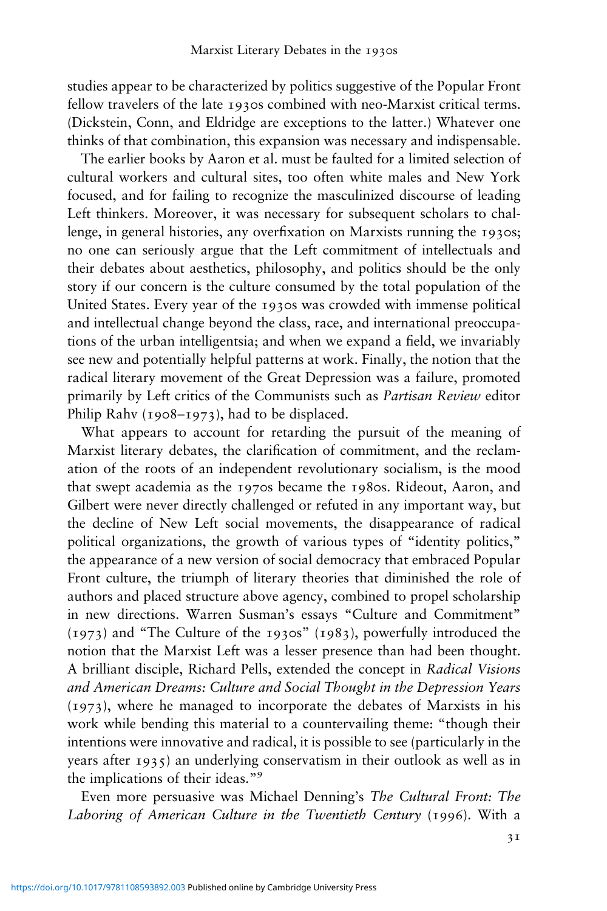studies appear to be characterized by politics suggestive of the Popular Front fellow travelers of the late 1930s combined with neo-Marxist critical terms. (Dickstein, Conn, and Eldridge are exceptions to the latter.) Whatever one thinks of that combination, this expansion was necessary and indispensable.

The earlier books by Aaron et al. must be faulted for a limited selection of cultural workers and cultural sites, too often white males and New York focused, and for failing to recognize the masculinized discourse of leading Left thinkers. Moreover, it was necessary for subsequent scholars to challenge, in general histories, any overfixation on Marxists running the 1930s; no one can seriously argue that the Left commitment of intellectuals and their debates about aesthetics, philosophy, and politics should be the only story if our concern is the culture consumed by the total population of the United States. Every year of the 1930s was crowded with immense political and intellectual change beyond the class, race, and international preoccupations of the urban intelligentsia; and when we expand a field, we invariably see new and potentially helpful patterns at work. Finally, the notion that the radical literary movement of the Great Depression was a failure, promoted primarily by Left critics of the Communists such as *Partisan Review* editor Philip Rahv (1908–1973), had to be displaced.

What appears to account for retarding the pursuit of the meaning of Marxist literary debates, the clarification of commitment, and the reclamation of the roots of an independent revolutionary socialism, is the mood that swept academia as the 1970s became the 1980s. Rideout, Aaron, and Gilbert were never directly challenged or refuted in any important way, but the decline of New Left social movements, the disappearance of radical political organizations, the growth of various types of "identity politics," the appearance of a new version of social democracy that embraced Popular Front culture, the triumph of literary theories that diminished the role of authors and placed structure above agency, combined to propel scholarship in new directions. Warren Susman's essays "Culture and Commitment" (1973) and "The Culture of the 1930s" (1983), powerfully introduced the notion that the Marxist Left was a lesser presence than had been thought. A brilliant disciple, Richard Pells, extended the concept in *Radical Visions and American Dreams: Culture and Social Thought in the Depression Years* (1973), where he managed to incorporate the debates of Marxists in his work while bending this material to a countervailing theme: "though their intentions were innovative and radical, it is possible to see (particularly in the years after 1935) an underlying conservatism in their outlook as well as in the implications of their ideas."[9]

Even more persuasive was Michael Denning's *The Cultural Front: The Laboring of American Culture in the Twentieth Century* (1996). With a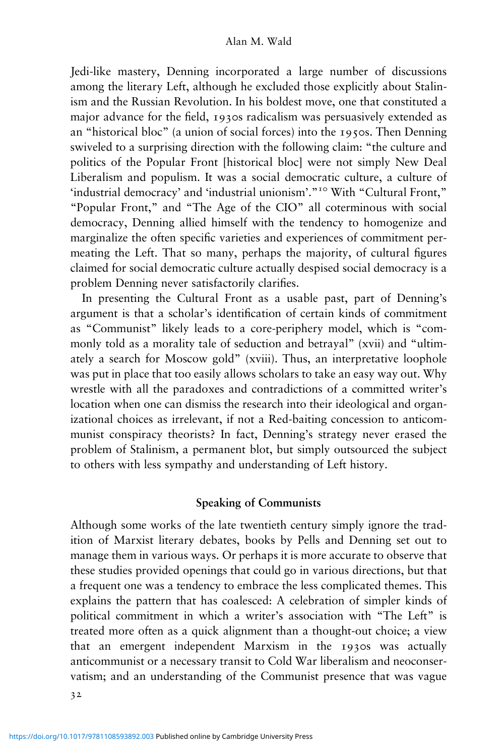Jedi-like mastery, Denning incorporated a large number of discussions among the literary Left, although he excluded those explicitly about Stalinism and the Russian Revolution. In his boldest move, one that constituted a major advance for the field, 1930s radicalism was persuasively extended as an "historical bloc" (a union of social forces) into the 1950s. Then Denning swiveled to a surprising direction with the following claim: "the culture and politics of the Popular Front [historical bloc] were not simply New Deal Liberalism and populism. It was a social democratic culture, a culture of 'industrial democracy' and 'industrial unionism'."[10] With "Cultural Front," "Popular Front," and "The Age of the CIO" all coterminous with social democracy, Denning allied himself with the tendency to homogenize and marginalize the often specific varieties and experiences of commitment permeating the Left. That so many, perhaps the majority, of cultural figures claimed for social democratic culture actually despised social democracy is a problem Denning never satisfactorily clarifies.

In presenting the Cultural Front as a usable past, part of Denning's argument is that a scholar's identification of certain kinds of commitment as "Communist" likely leads to a core-periphery model, which is "commonly told as a morality tale of seduction and betrayal" (xvii) and "ultimately a search for Moscow gold" (xviii). Thus, an interpretative loophole was put in place that too easily allows scholars to take an easy way out. Why wrestle with all the paradoxes and contradictions of a committed writer's location when one can dismiss the research into their ideological and organizational choices as irrelevant, if not a Red-baiting concession to anticommunist conspiracy theorists? In fact, Denning's strategy never erased the problem of Stalinism, a permanent blot, but simply outsourced the subject to others with less sympathy and understanding of Left history.

## Speaking of Communists

Although some works of the late twentieth century simply ignore the tradition of Marxist literary debates, books by Pells and Denning set out to manage them in various ways. Or perhaps it is more accurate to observe that these studies provided openings that could go in various directions, but that a frequent one was a tendency to embrace the less complicated themes. This explains the pattern that has coalesced: A celebration of simpler kinds of political commitment in which a writer's association with "The Left" is treated more often as a quick alignment than a thought-out choice; a view that an emergent independent Marxism in the 1930s was actually anticommunist or a necessary transit to Cold War liberalism and neoconservatism; and an understanding of the Communist presence that was vague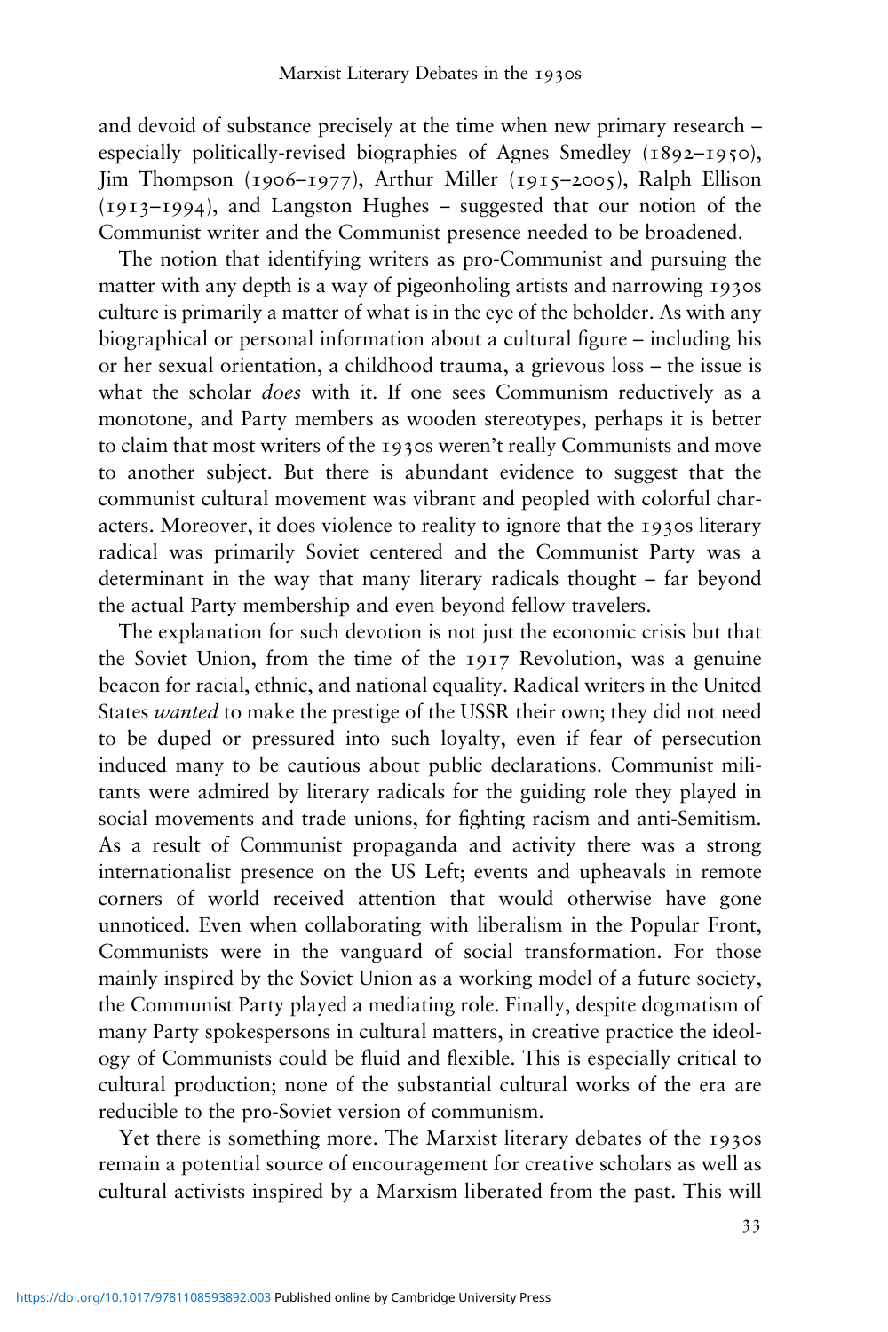and devoid of substance precisely at the time when new primary research – especially politically-revised biographies of Agnes Smedley (1892–1950), Jim Thompson (1906–1977), Arthur Miller (1915–2005), Ralph Ellison (1913–1994), and Langston Hughes – suggested that our notion of the Communist writer and the Communist presence needed to be broadened.

The notion that identifying writers as pro-Communist and pursuing the matter with any depth is a way of pigeonholing artists and narrowing 1930s culture is primarily a matter of what is in the eye of the beholder. As with any biographical or personal information about a cultural figure – including his or her sexual orientation, a childhood trauma, a grievous loss – the issue is what the scholar *does* with it. If one sees Communism reductively as a monotone, and Party members as wooden stereotypes, perhaps it is better to claim that most writers of the 1930s weren't really Communists and move to another subject. But there is abundant evidence to suggest that the communist cultural movement was vibrant and peopled with colorful characters. Moreover, it does violence to reality to ignore that the 1930s literary radical was primarily Soviet centered and the Communist Party was a determinant in the way that many literary radicals thought – far beyond the actual Party membership and even beyond fellow travelers.

The explanation for such devotion is not just the economic crisis but that the Soviet Union, from the time of the 1917 Revolution, was a genuine beacon for racial, ethnic, and national equality. Radical writers in the United States *wanted* to make the prestige of the USSR their own; they did not need to be duped or pressured into such loyalty, even if fear of persecution induced many to be cautious about public declarations. Communist militants were admired by literary radicals for the guiding role they played in social movements and trade unions, for fighting racism and anti-Semitism. As a result of Communist propaganda and activity there was a strong internationalist presence on the US Left; events and upheavals in remote corners of world received attention that would otherwise have gone unnoticed. Even when collaborating with liberalism in the Popular Front, Communists were in the vanguard of social transformation. For those mainly inspired by the Soviet Union as a working model of a future society, the Communist Party played a mediating role. Finally, despite dogmatism of many Party spokespersons in cultural matters, in creative practice the ideology of Communists could be fluid and flexible. This is especially critical to cultural production; none of the substantial cultural works of the era are reducible to the pro-Soviet version of communism.

Yet there is something more. The Marxist literary debates of the 1930s remain a potential source of encouragement for creative scholars as well as cultural activists inspired by a Marxism liberated from the past. This will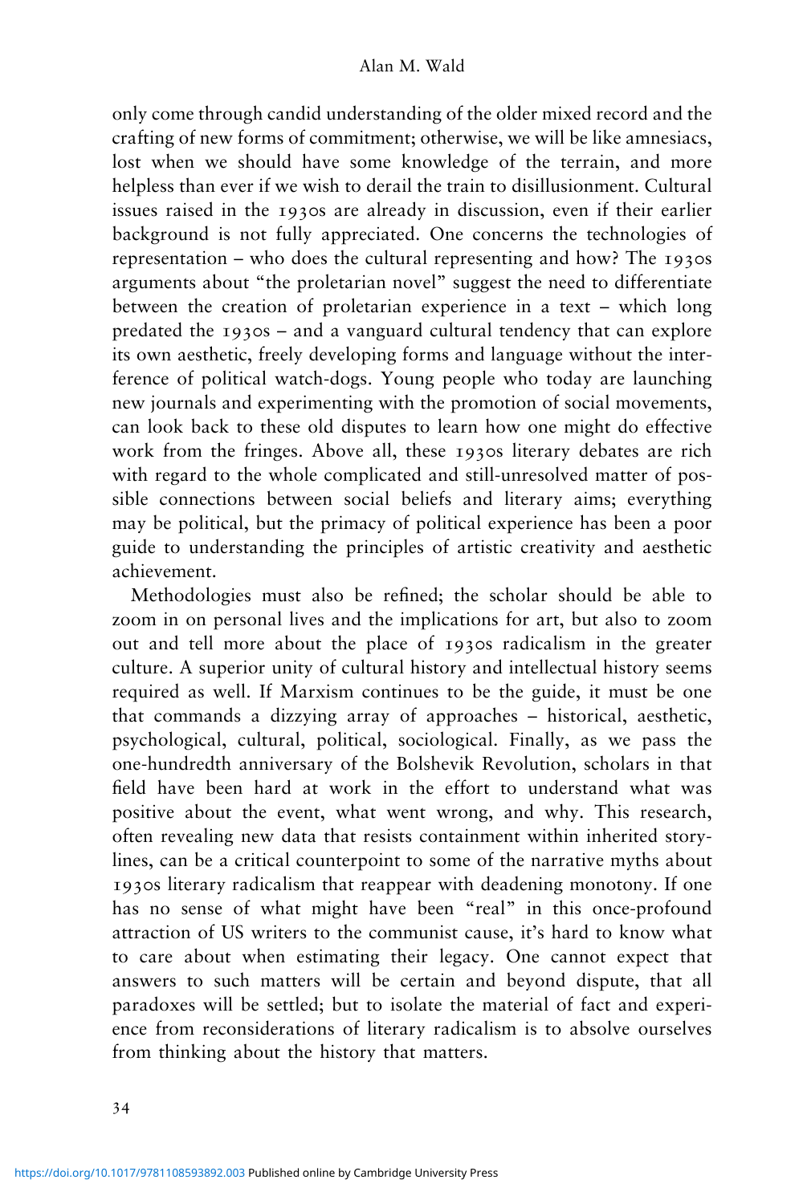only come through candid understanding of the older mixed record and the crafting of new forms of commitment; otherwise, we will be like amnesiacs, lost when we should have some knowledge of the terrain, and more helpless than ever if we wish to derail the train to disillusionment. Cultural issues raised in the 1930s are already in discussion, even if their earlier background is not fully appreciated. One concerns the technologies of representation – who does the cultural representing and how? The 1930s arguments about "the proletarian novel" suggest the need to differentiate between the creation of proletarian experience in a text – which long predated the 1930s – and a vanguard cultural tendency that can explore its own aesthetic, freely developing forms and language without the interference of political watch-dogs. Young people who today are launching new journals and experimenting with the promotion of social movements, can look back to these old disputes to learn how one might do effective work from the fringes. Above all, these 1930s literary debates are rich with regard to the whole complicated and still-unresolved matter of possible connections between social beliefs and literary aims; everything may be political, but the primacy of political experience has been a poor guide to understanding the principles of artistic creativity and aesthetic achievement.

Methodologies must also be refined; the scholar should be able to zoom in on personal lives and the implications for art, but also to zoom out and tell more about the place of 1930s radicalism in the greater culture. A superior unity of cultural history and intellectual history seems required as well. If Marxism continues to be the guide, it must be one that commands a dizzying array of approaches – historical, aesthetic, psychological, cultural, political, sociological. Finally, as we pass the one-hundredth anniversary of the Bolshevik Revolution, scholars in that field have been hard at work in the effort to understand what was positive about the event, what went wrong, and why. This research, often revealing new data that resists containment within inherited storylines, can be a critical counterpoint to some of the narrative myths about 1930s literary radicalism that reappear with deadening monotony. If one has no sense of what might have been "real" in this once-profound attraction of US writers to the communist cause, it's hard to know what to care about when estimating their legacy. One cannot expect that answers to such matters will be certain and beyond dispute, that all paradoxes will be settled; but to isolate the material of fact and experience from reconsiderations of literary radicalism is to absolve ourselves from thinking about the history that matters.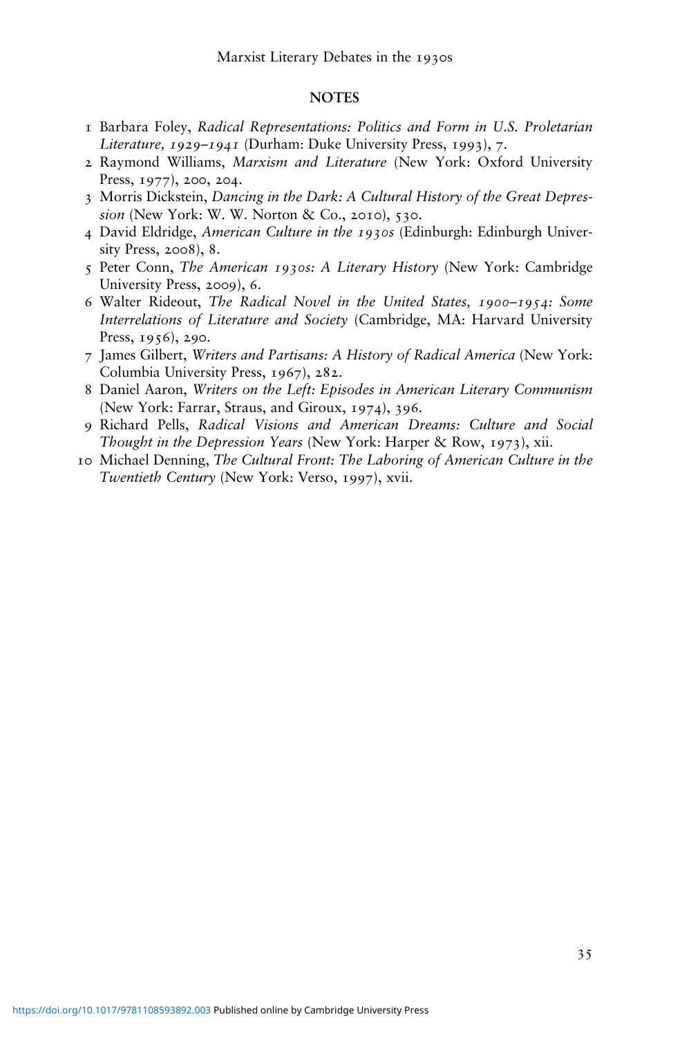## NOTES

1. Barbara Foley, *Radical Representations: Politics and Form in U.S. Proletarian Literature, 1929–1941* (Durham: Duke University Press, 1993), 7.
2. Raymond Williams, *Marxism and Literature* (New York: Oxford University Press, 1977), 200, 204.
3. Morris Dickstein, *Dancing in the Dark: A Cultural History of the Great Depression* (New York: W. W. Norton & Co., 2010), 530.
4. David Eldridge, *American Culture in the 1930s* (Edinburgh: Edinburgh University Press, 2008), 8.
5. Peter Conn, *The American 1930s: A Literary History* (New York: Cambridge University Press, 2009), 6.
6. Walter Rideout, *The Radical Novel in the United States, 1900–1954: Some Interrelations of Literature and Society* (Cambridge, MA: Harvard University Press, 1956), 290.
7. James Gilbert, *Writers and Partisans: A History of Radical America* (New York: Columbia University Press, 1967), 282.
8. Daniel Aaron, *Writers on the Left: Episodes in American Literary Communism* (New York: Farrar, Straus, and Giroux, 1974), 396.
9. Richard Pells, *Radical Visions and American Dreams: Culture and Social Thought in the Depression Years* (New York: Harper & Row, 1973), xii.
10. Michael Denning, *The Cultural Front: The Laboring of American Culture in the Twentieth Century* (New York: Verso, 1997), xvii.